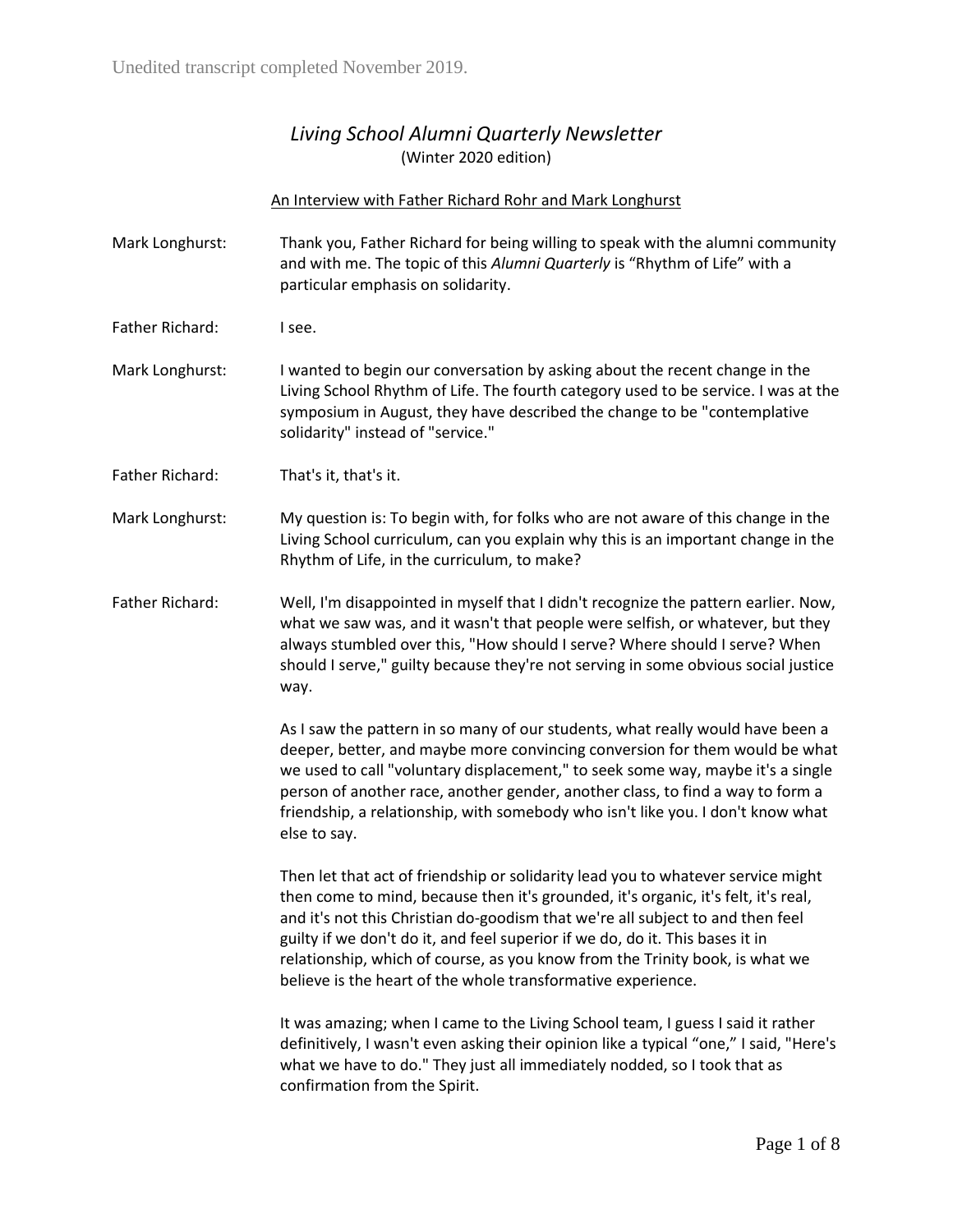Unedited transcript completed November 2019.

# *Living School Alumni Quarterly Newsletter*

(Winter 2020 edition)

An Interview with Father Richard Rohr and Mark Longhurst

**Mark Longhurst:** Thank you, Father Richard for being willing to speak with the alumni community and with me. The topic of this *Alumni Quarterly* is "Rhythm of Life" with a particular emphasis on solidarity.

**Father Richard:** I see.

**Mark Longhurst:** I wanted to begin our conversation by asking about the recent change in the Living School Rhythm of Life. The fourth category used to be service. I was at the symposium in August, they have described the change to be "contemplative solidarity" instead of "service."

**Father Richard:** That's it, that's it.

**Mark Longhurst:** My question is: To begin with, for folks who are not aware of this change in the Living School curriculum, can you explain why this is an important change in the Rhythm of Life, in the curriculum, to make?

**Father Richard:** Well, I'm disappointed in myself that I didn't recognize the pattern earlier. Now, what we saw was, and it wasn't that people were selfish, or whatever, but they always stumbled over this, "How should I serve? Where should I serve? When should I serve," guilty because they're not serving in some obvious social justice way.

As I saw the pattern in so many of our students, what really would have been a deeper, better, and maybe more convincing conversion for them would be what we used to call "voluntary displacement," to seek some way, maybe it's a single person of another race, another gender, another class, to find a way to form a friendship, a relationship, with somebody who isn't like you. I don't know what else to say.

Then let that act of friendship or solidarity lead you to whatever service might then come to mind, because then it's grounded, it's organic, it's felt, it's real, and it's not this Christian do-goodism that we're all subject to and then feel guilty if we don't do it, and feel superior if we do, do it. This bases it in relationship, which of course, as you know from the Trinity book, is what we believe is the heart of the whole transformative experience.

It was amazing; when I came to the Living School team, I guess I said it rather definitively, I wasn't even asking their opinion like a typical "one," I said, "Here's what we have to do." They just all immediately nodded, so I took that as confirmation from the Spirit.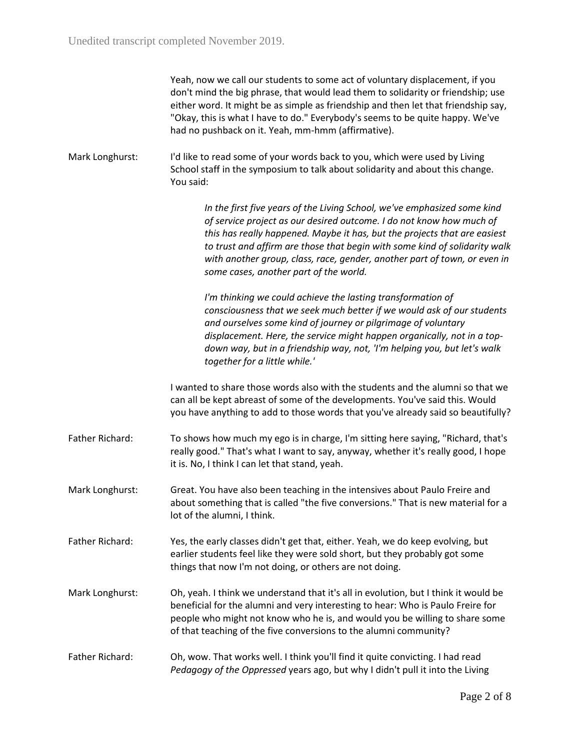Yeah, now we call our students to some act of voluntary displacement, if you don't mind the big phrase, that would lead them to solidarity or friendship; use either word. It might be as simple as friendship and then let that friendship say, "Okay, this is what I have to do." Everybody's seems to be quite happy. We've had no pushback on it. Yeah, mm-hmm (affirmative).

**Mark Longhurst:** I'd like to read some of your words back to you, which were used by Living School staff in the symposium to talk about solidarity and about this change. You said:

> *In the first five years of the Living School, we've emphasized some kind of service project as our desired outcome. I do not know how much of this has really happened. Maybe it has, but the projects that are easiest to trust and affirm are those that begin with some kind of solidarity walk with another group, class, race, gender, another part of town, or even in some cases, another part of the world.*
>
> *I'm thinking we could achieve the lasting transformation of consciousness that we seek much better if we would ask of our students and ourselves some kind of journey or pilgrimage of voluntary displacement. Here, the service might happen organically, not in a top-down way, but in a friendship way, not, 'I'm helping you, but let's walk together for a little while.'*

I wanted to share those words also with the students and the alumni so that we can all be kept abreast of some of the developments. You've said this. Would you have anything to add to those words that you've already said so beautifully?

**Father Richard:** To shows how much my ego is in charge, I'm sitting here saying, "Richard, that's really good." That's what I want to say, anyway, whether it's really good, I hope it is. No, I think I can let that stand, yeah.

**Mark Longhurst:** Great. You have also been teaching in the intensives about Paulo Freire and about something that is called "the five conversions." That is new material for a lot of the alumni, I think.

**Father Richard:** Yes, the early classes didn't get that, either. Yeah, we do keep evolving, but earlier students feel like they were sold short, but they probably got some things that now I'm not doing, or others are not doing.

**Mark Longhurst:** Oh, yeah. I think we understand that it's all in evolution, but I think it would be beneficial for the alumni and very interesting to hear: Who is Paulo Freire for people who might not know who he is, and would you be willing to share some of that teaching of the five conversions to the alumni community?

**Father Richard:** Oh, wow. That works well. I think you'll find it quite convicting. I had read *Pedagogy of the Oppressed* years ago, but why I didn't pull it into the Living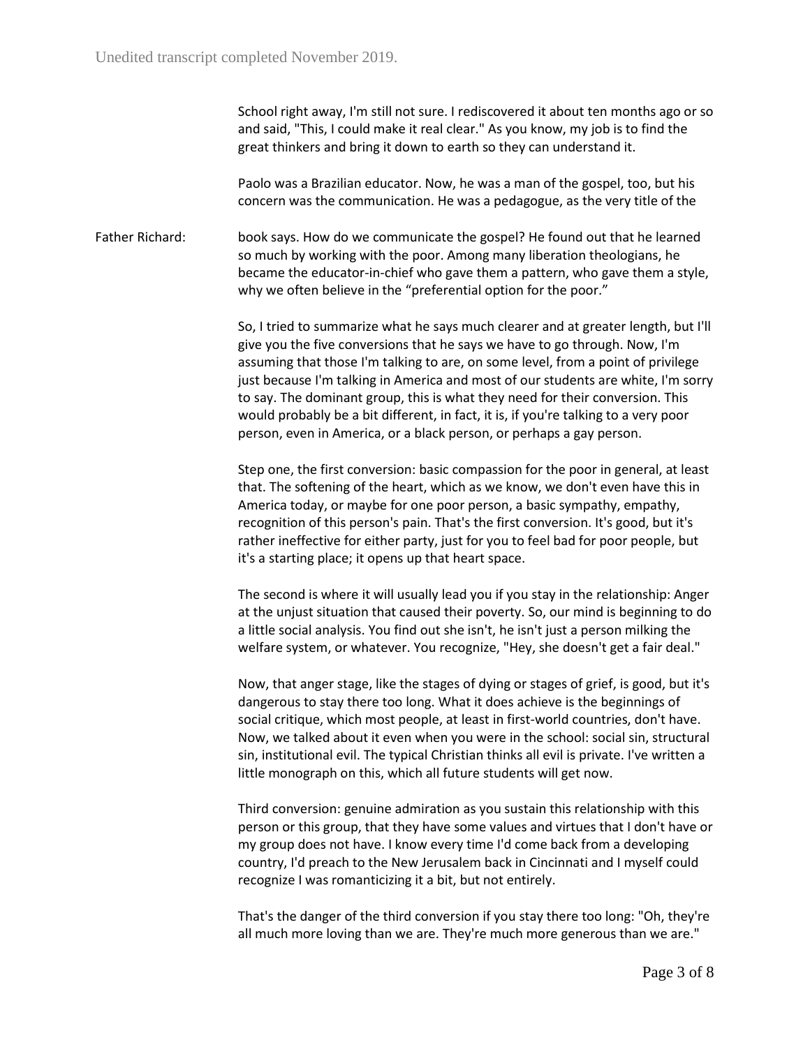School right away, I'm still not sure. I rediscovered it about ten months ago or so and said, "This, I could make it real clear." As you know, my job is to find the great thinkers and bring it down to earth so they can understand it.

Paolo was a Brazilian educator. Now, he was a man of the gospel, too, but his concern was the communication. He was a pedagogue, as the very title of the

Father Richard: book says. How do we communicate the gospel? He found out that he learned so much by working with the poor. Among many liberation theologians, he became the educator-in-chief who gave them a pattern, who gave them a style, why we often believe in the "preferential option for the poor."

So, I tried to summarize what he says much clearer and at greater length, but I'll give you the five conversions that he says we have to go through. Now, I'm assuming that those I'm talking to are, on some level, from a point of privilege just because I'm talking in America and most of our students are white, I'm sorry to say. The dominant group, this is what they need for their conversion. This would probably be a bit different, in fact, it is, if you're talking to a very poor person, even in America, or a black person, or perhaps a gay person.

Step one, the first conversion: basic compassion for the poor in general, at least that. The softening of the heart, which as we know, we don't even have this in America today, or maybe for one poor person, a basic sympathy, empathy, recognition of this person's pain. That's the first conversion. It's good, but it's rather ineffective for either party, just for you to feel bad for poor people, but it's a starting place; it opens up that heart space.

The second is where it will usually lead you if you stay in the relationship: Anger at the unjust situation that caused their poverty. So, our mind is beginning to do a little social analysis. You find out she isn't, he isn't just a person milking the welfare system, or whatever. You recognize, "Hey, she doesn't get a fair deal."

Now, that anger stage, like the stages of dying or stages of grief, is good, but it's dangerous to stay there too long. What it does achieve is the beginnings of social critique, which most people, at least in first-world countries, don't have. Now, we talked about it even when you were in the school: social sin, structural sin, institutional evil. The typical Christian thinks all evil is private. I've written a little monograph on this, which all future students will get now.

Third conversion: genuine admiration as you sustain this relationship with this person or this group, that they have some values and virtues that I don't have or my group does not have. I know every time I'd come back from a developing country, I'd preach to the New Jerusalem back in Cincinnati and I myself could recognize I was romanticizing it a bit, but not entirely.

That's the danger of the third conversion if you stay there too long: "Oh, they're all much more loving than we are. They're much more generous than we are."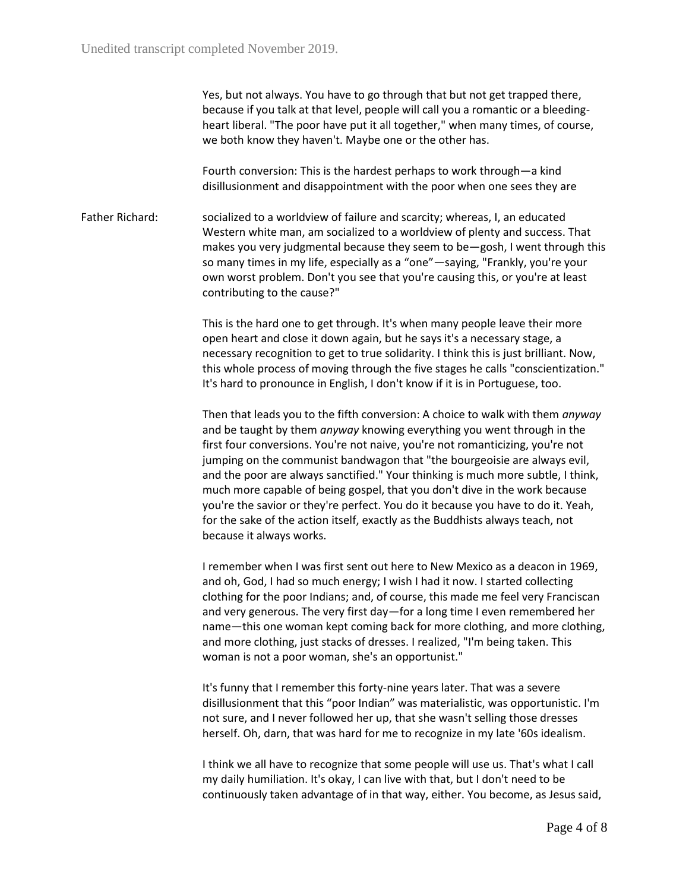Yes, but not always. You have to go through that but not get trapped there, because if you talk at that level, people will call you a romantic or a bleeding-heart liberal. "The poor have put it all together," when many times, of course, we both know they haven't. Maybe one or the other has.

Fourth conversion: This is the hardest perhaps to work through—a kind disillusionment and disappointment with the poor when one sees they are

Father Richard: socialized to a worldview of failure and scarcity; whereas, I, an educated Western white man, am socialized to a worldview of plenty and success. That makes you very judgmental because they seem to be—gosh, I went through this so many times in my life, especially as a "one"—saying, "Frankly, you're your own worst problem. Don't you see that you're causing this, or you're at least contributing to the cause?"

This is the hard one to get through. It's when many people leave their more open heart and close it down again, but he says it's a necessary stage, a necessary recognition to get to true solidarity. I think this is just brilliant. Now, this whole process of moving through the five stages he calls "conscientization." It's hard to pronounce in English, I don't know if it is in Portuguese, too.

Then that leads you to the fifth conversion: A choice to walk with them *anyway* and be taught by them *anyway* knowing everything you went through in the first four conversions. You're not naive, you're not romanticizing, you're not jumping on the communist bandwagon that "the bourgeoisie are always evil, and the poor are always sanctified." Your thinking is much more subtle, I think, much more capable of being gospel, that you don't dive in the work because you're the savior or they're perfect. You do it because you have to do it. Yeah, for the sake of the action itself, exactly as the Buddhists always teach, not because it always works.

I remember when I was first sent out here to New Mexico as a deacon in 1969, and oh, God, I had so much energy; I wish I had it now. I started collecting clothing for the poor Indians; and, of course, this made me feel very Franciscan and very generous. The very first day—for a long time I even remembered her name—this one woman kept coming back for more clothing, and more clothing, and more clothing, just stacks of dresses. I realized, "I'm being taken. This woman is not a poor woman, she's an opportunist."

It's funny that I remember this forty-nine years later. That was a severe disillusionment that this "poor Indian" was materialistic, was opportunistic. I'm not sure, and I never followed her up, that she wasn't selling those dresses herself. Oh, darn, that was hard for me to recognize in my late '60s idealism.

I think we all have to recognize that some people will use us. That's what I call my daily humiliation. It's okay, I can live with that, but I don't need to be continuously taken advantage of in that way, either. You become, as Jesus said,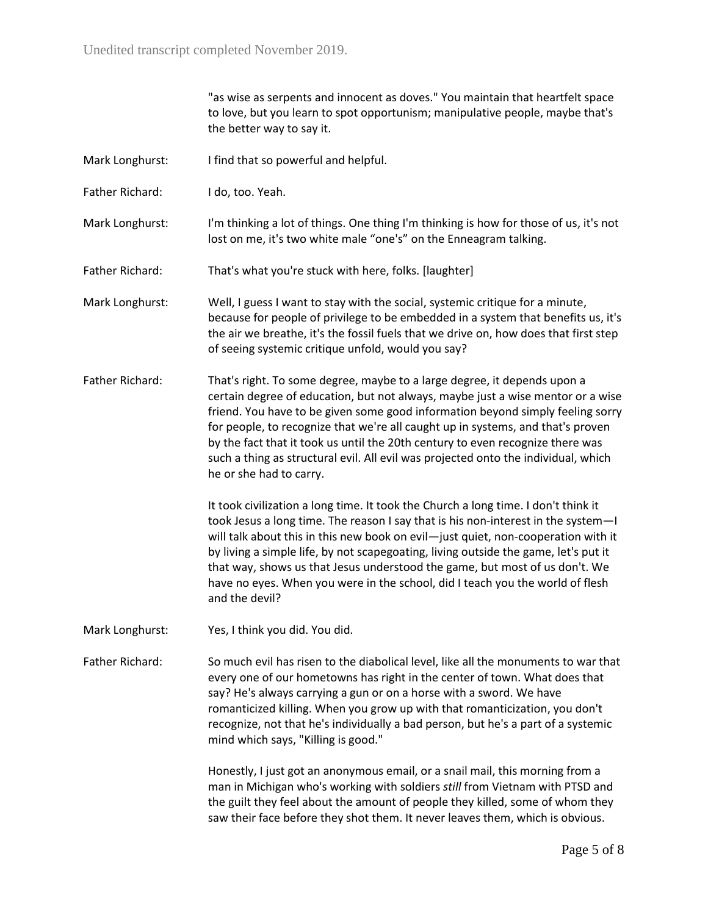"as wise as serpents and innocent as doves." You maintain that heartfelt space to love, but you learn to spot opportunism; manipulative people, maybe that's the better way to say it.

**Mark Longhurst:** I find that so powerful and helpful.

**Father Richard:** I do, too. Yeah.

**Mark Longhurst:** I'm thinking a lot of things. One thing I'm thinking is how for those of us, it's not lost on me, it's two white male "one's" on the Enneagram talking.

**Father Richard:** That's what you're stuck with here, folks. [laughter]

**Mark Longhurst:** Well, I guess I want to stay with the social, systemic critique for a minute, because for people of privilege to be embedded in a system that benefits us, it's the air we breathe, it's the fossil fuels that we drive on, how does that first step of seeing systemic critique unfold, would you say?

**Father Richard:** That's right. To some degree, maybe to a large degree, it depends upon a certain degree of education, but not always, maybe just a wise mentor or a wise friend. You have to be given some good information beyond simply feeling sorry for people, to recognize that we're all caught up in systems, and that's proven by the fact that it took us until the 20th century to even recognize there was such a thing as structural evil. All evil was projected onto the individual, which he or she had to carry.

It took civilization a long time. It took the Church a long time. I don't think it took Jesus a long time. The reason I say that is his non-interest in the system—I will talk about this in this new book on evil—just quiet, non-cooperation with it by living a simple life, by not scapegoating, living outside the game, let's put it that way, shows us that Jesus understood the game, but most of us don't. We have no eyes. When you were in the school, did I teach you the world of flesh and the devil?

**Mark Longhurst:** Yes, I think you did. You did.

**Father Richard:** So much evil has risen to the diabolical level, like all the monuments to war that every one of our hometowns has right in the center of town. What does that say? He's always carrying a gun or on a horse with a sword. We have romanticized killing. When you grow up with that romanticization, you don't recognize, not that he's individually a bad person, but he's a part of a systemic mind which says, "Killing is good."

Honestly, I just got an anonymous email, or a snail mail, this morning from a man in Michigan who's working with soldiers *still* from Vietnam with PTSD and the guilt they feel about the amount of people they killed, some of whom they saw their face before they shot them. It never leaves them, which is obvious.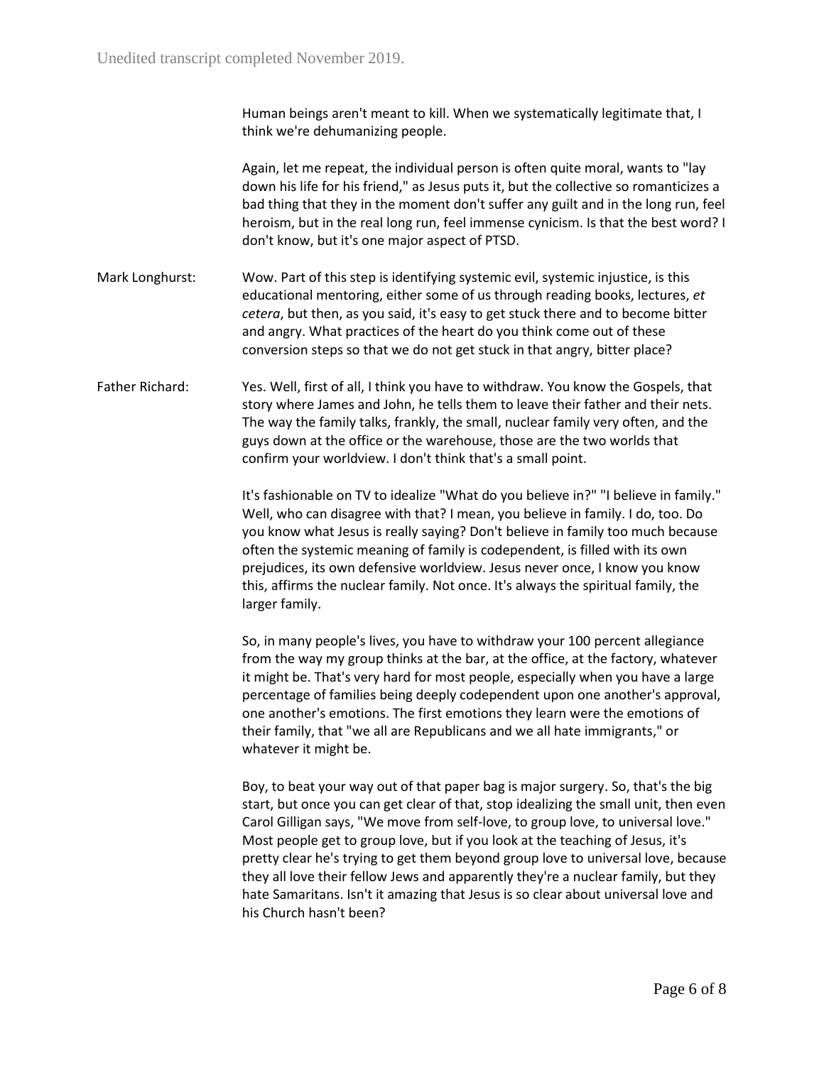Human beings aren't meant to kill. When we systematically legitimate that, I think we're dehumanizing people.

Again, let me repeat, the individual person is often quite moral, wants to "lay down his life for his friend," as Jesus puts it, but the collective so romanticizes a bad thing that they in the moment don't suffer any guilt and in the long run, feel heroism, but in the real long run, feel immense cynicism. Is that the best word? I don't know, but it's one major aspect of PTSD.

**Mark Longhurst:** Wow. Part of this step is identifying systemic evil, systemic injustice, is this educational mentoring, either some of us through reading books, lectures, *et cetera*, but then, as you said, it's easy to get stuck there and to become bitter and angry. What practices of the heart do you think come out of these conversion steps so that we do not get stuck in that angry, bitter place?

**Father Richard:** Yes. Well, first of all, I think you have to withdraw. You know the Gospels, that story where James and John, he tells them to leave their father and their nets. The way the family talks, frankly, the small, nuclear family very often, and the guys down at the office or the warehouse, those are the two worlds that confirm your worldview. I don't think that's a small point.

It's fashionable on TV to idealize "What do you believe in?" "I believe in family." Well, who can disagree with that? I mean, you believe in family. I do, too. Do you know what Jesus is really saying? Don't believe in family too much because often the systemic meaning of family is codependent, is filled with its own prejudices, its own defensive worldview. Jesus never once, I know you know this, affirms the nuclear family. Not once. It's always the spiritual family, the larger family.

So, in many people's lives, you have to withdraw your 100 percent allegiance from the way my group thinks at the bar, at the office, at the factory, whatever it might be. That's very hard for most people, especially when you have a large percentage of families being deeply codependent upon one another's approval, one another's emotions. The first emotions they learn were the emotions of their family, that "we all are Republicans and we all hate immigrants," or whatever it might be.

Boy, to beat your way out of that paper bag is major surgery. So, that's the big start, but once you can get clear of that, stop idealizing the small unit, then even Carol Gilligan says, "We move from self-love, to group love, to universal love." Most people get to group love, but if you look at the teaching of Jesus, it's pretty clear he's trying to get them beyond group love to universal love, because they all love their fellow Jews and apparently they're a nuclear family, but they hate Samaritans. Isn't it amazing that Jesus is so clear about universal love and his Church hasn't been?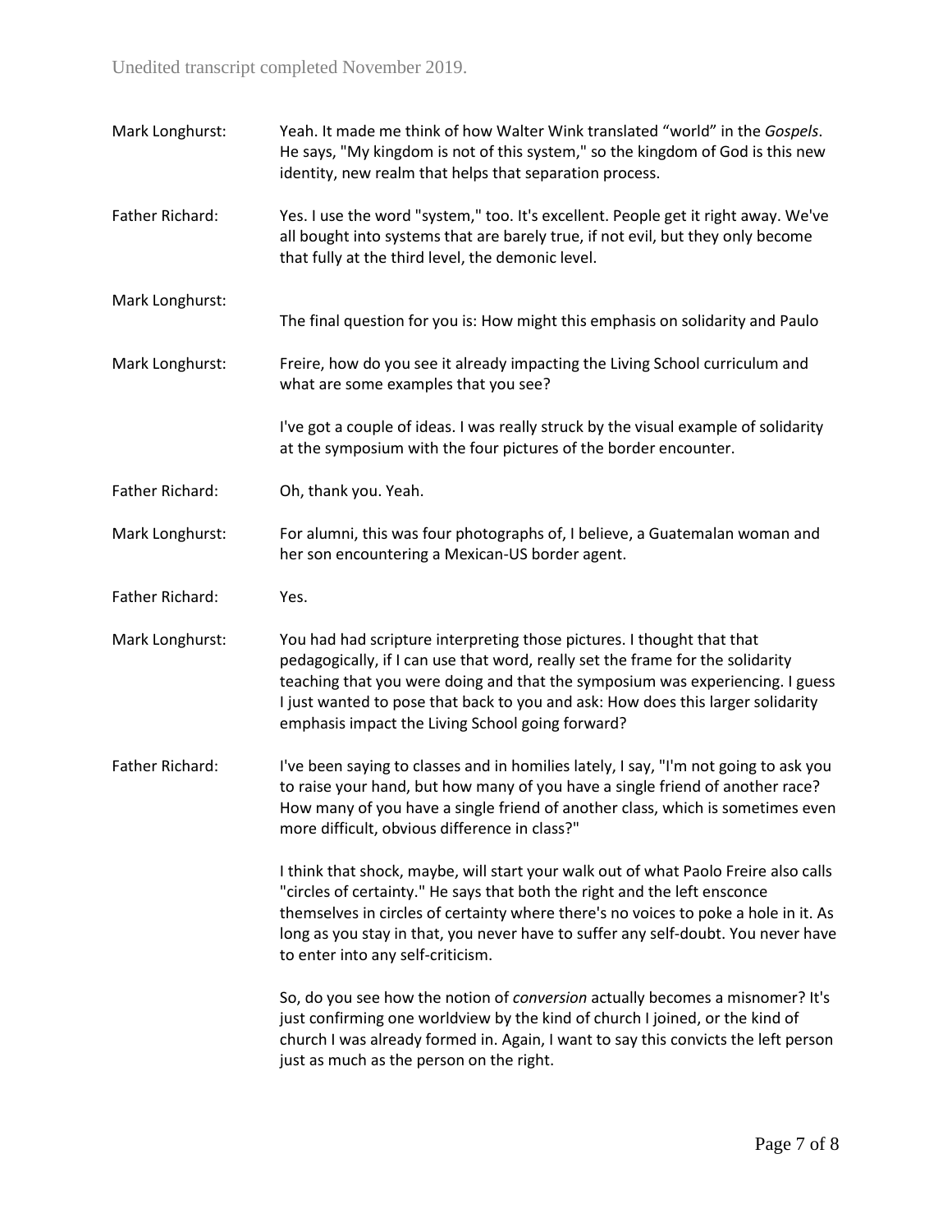Unedited transcript completed November 2019.

**Mark Longhurst:** Yeah. It made me think of how Walter Wink translated "world" in the *Gospels*. He says, "My kingdom is not of this system," so the kingdom of God is this new identity, new realm that helps that separation process.

**Father Richard:** Yes. I use the word "system," too. It's excellent. People get it right away. We've all bought into systems that are barely true, if not evil, but they only become that fully at the third level, the demonic level.

**Mark Longhurst:** The final question for you is: How might this emphasis on solidarity and Paulo

**Mark Longhurst:** Freire, how do you see it already impacting the Living School curriculum and what are some examples that you see?

I've got a couple of ideas. I was really struck by the visual example of solidarity at the symposium with the four pictures of the border encounter.

**Father Richard:** Oh, thank you. Yeah.

**Mark Longhurst:** For alumni, this was four photographs of, I believe, a Guatemalan woman and her son encountering a Mexican-US border agent.

**Father Richard:** Yes.

**Mark Longhurst:** You had had scripture interpreting those pictures. I thought that that pedagogically, if I can use that word, really set the frame for the solidarity teaching that you were doing and that the symposium was experiencing. I guess I just wanted to pose that back to you and ask: How does this larger solidarity emphasis impact the Living School going forward?

**Father Richard:** I've been saying to classes and in homilies lately, I say, "I'm not going to ask you to raise your hand, but how many of you have a single friend of another race? How many of you have a single friend of another class, which is sometimes even more difficult, obvious difference in class?"

I think that shock, maybe, will start your walk out of what Paolo Freire also calls "circles of certainty." He says that both the right and the left ensconce themselves in circles of certainty where there's no voices to poke a hole in it. As long as you stay in that, you never have to suffer any self-doubt. You never have to enter into any self-criticism.

So, do you see how the notion of *conversion* actually becomes a misnomer? It's just confirming one worldview by the kind of church I joined, or the kind of church I was already formed in. Again, I want to say this convicts the left person just as much as the person on the right.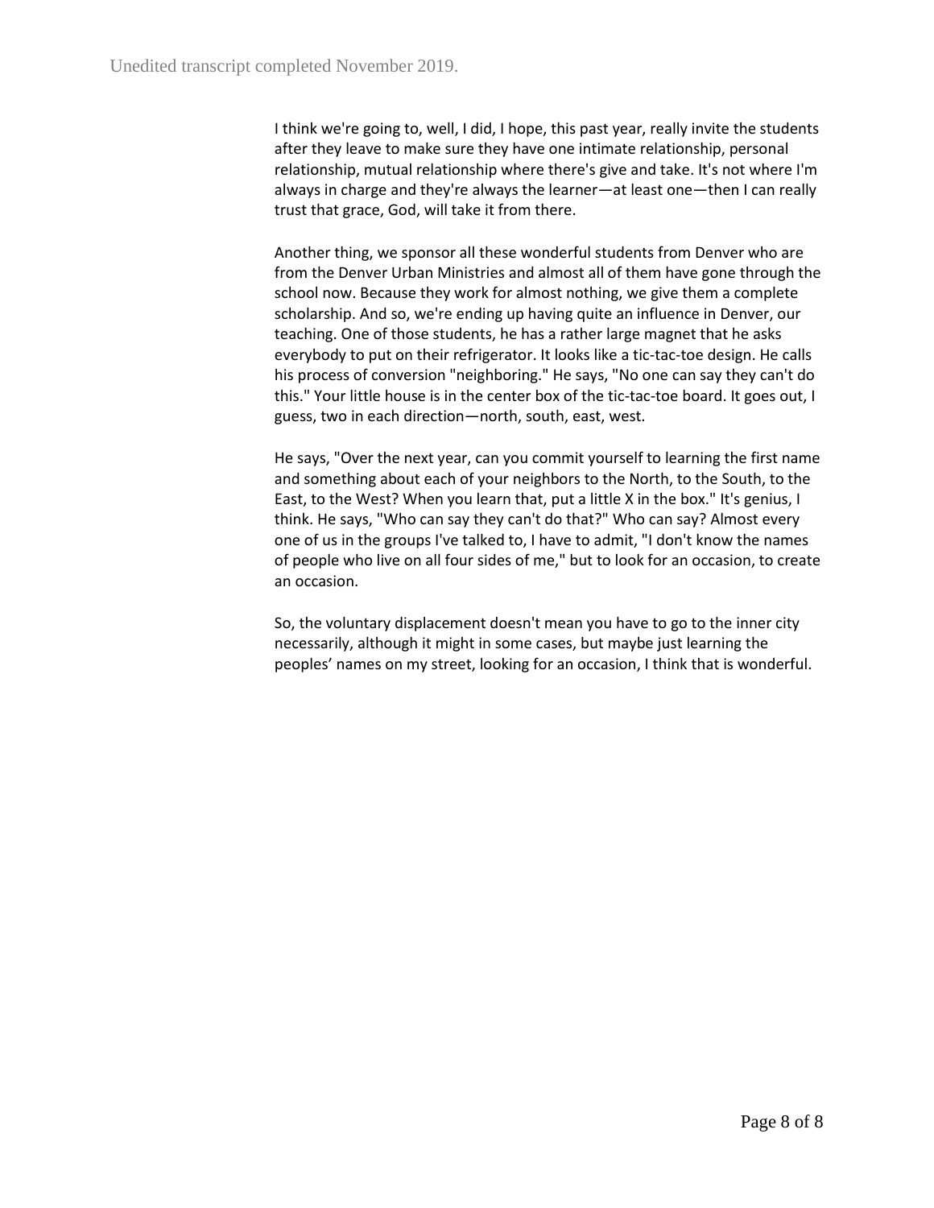I think we're going to, well, I did, I hope, this past year, really invite the students after they leave to make sure they have one intimate relationship, personal relationship, mutual relationship where there's give and take. It's not where I'm always in charge and they're always the learner—at least one—then I can really trust that grace, God, will take it from there.

Another thing, we sponsor all these wonderful students from Denver who are from the Denver Urban Ministries and almost all of them have gone through the school now. Because they work for almost nothing, we give them a complete scholarship. And so, we're ending up having quite an influence in Denver, our teaching. One of those students, he has a rather large magnet that he asks everybody to put on their refrigerator. It looks like a tic-tac-toe design. He calls his process of conversion "neighboring." He says, "No one can say they can't do this." Your little house is in the center box of the tic-tac-toe board. It goes out, I guess, two in each direction—north, south, east, west.

He says, "Over the next year, can you commit yourself to learning the first name and something about each of your neighbors to the North, to the South, to the East, to the West? When you learn that, put a little X in the box." It's genius, I think. He says, "Who can say they can't do that?" Who can say? Almost every one of us in the groups I've talked to, I have to admit, "I don't know the names of people who live on all four sides of me," but to look for an occasion, to create an occasion.

So, the voluntary displacement doesn't mean you have to go to the inner city necessarily, although it might in some cases, but maybe just learning the peoples' names on my street, looking for an occasion, I think that is wonderful.